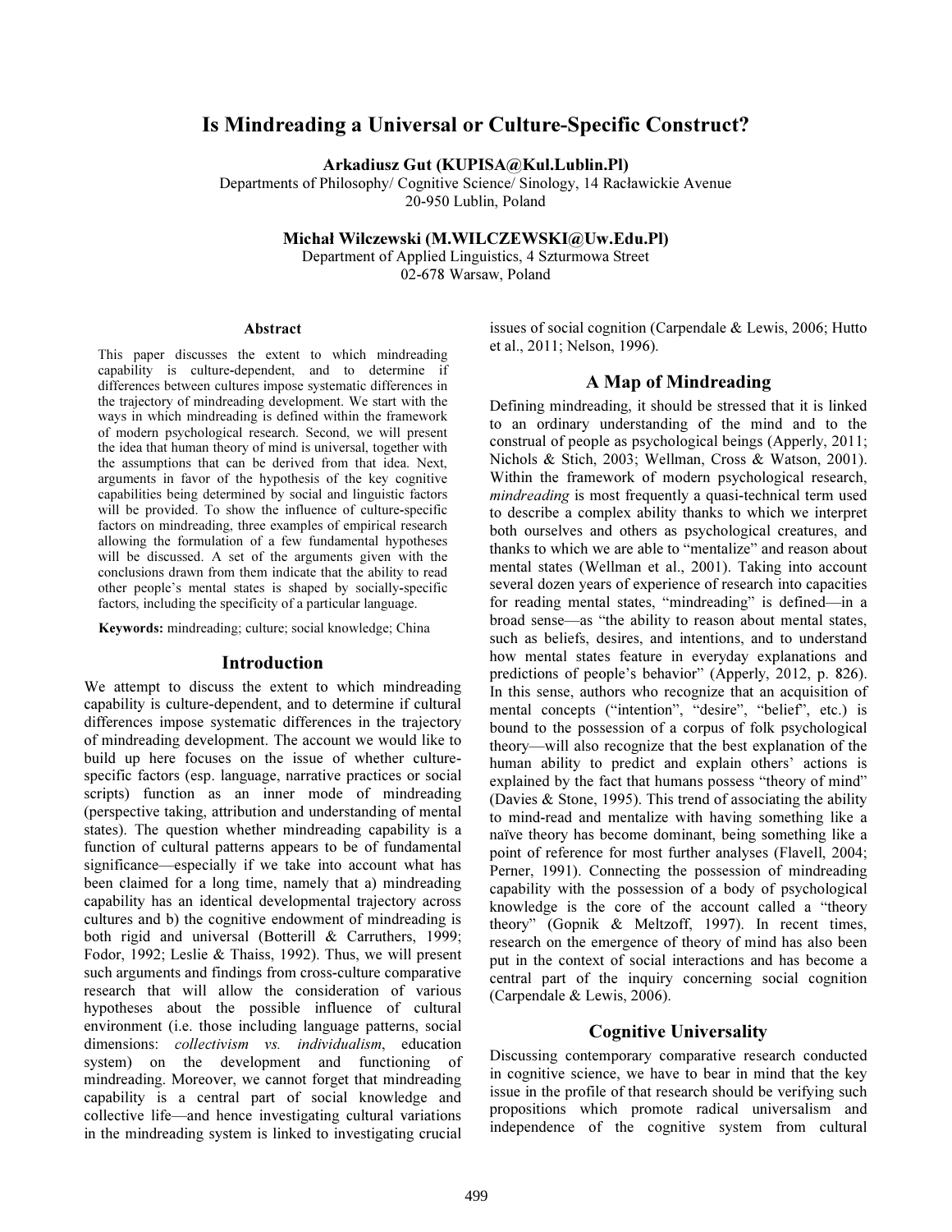# Is Mindreading a Universal or Culture-Specific Construct?

**Arkadiusz Gut (KUPISA@Kul.Lublin.Pl)**
Departments of Philosophy/ Cognitive Science/ Sinology, 14 Racławickie Avenue
20-950 Lublin, Poland

**Michał Wilczewski (M.WILCZEWSKI@Uw.Edu.Pl)**
Department of Applied Linguistics, 4 Szturmowa Street
02-678 Warsaw, Poland

## Abstract

This paper discusses the extent to which mindreading capability is culture-dependent, and to determine if differences between cultures impose systematic differences in the trajectory of mindreading development. We start with the ways in which mindreading is defined within the framework of modern psychological research. Second, we will present the idea that human theory of mind is universal, together with the assumptions that can be derived from that idea. Next, arguments in favor of the hypothesis of the key cognitive capabilities being determined by social and linguistic factors will be provided. To show the influence of culture-specific factors on mindreading, three examples of empirical research allowing the formulation of a few fundamental hypotheses will be discussed. A set of the arguments given with the conclusions drawn from them indicate that the ability to read other people's mental states is shaped by socially-specific factors, including the specificity of a particular language.

**Keywords:** mindreading; culture; social knowledge; China

## Introduction

We attempt to discuss the extent to which mindreading capability is culture-dependent, and to determine if cultural differences impose systematic differences in the trajectory of mindreading development. The account we would like to build up here focuses on the issue of whether culture-specific factors (esp. language, narrative practices or social scripts) function as an inner mode of mindreading (perspective taking, attribution and understanding of mental states). The question whether mindreading capability is a function of cultural patterns appears to be of fundamental significance—especially if we take into account what has been claimed for a long time, namely that a) mindreading capability has an identical developmental trajectory across cultures and b) the cognitive endowment of mindreading is both rigid and universal (Botterill & Carruthers, 1999; Fodor, 1992; Leslie & Thaiss, 1992). Thus, we will present such arguments and findings from cross-culture comparative research that will allow the consideration of various hypotheses about the possible influence of cultural environment (i.e. those including language patterns, social dimensions: *collectivism vs. individualism*, education system) on the development and functioning of mindreading. Moreover, we cannot forget that mindreading capability is a central part of social knowledge and collective life—and hence investigating cultural variations in the mindreading system is linked to investigating crucial issues of social cognition (Carpendale & Lewis, 2006; Hutto et al., 2011; Nelson, 1996).

## A Map of Mindreading

Defining mindreading, it should be stressed that it is linked to an ordinary understanding of the mind and to the construal of people as psychological beings (Apperly, 2011; Nichols & Stich, 2003; Wellman, Cross & Watson, 2001). Within the framework of modern psychological research, *mindreading* is most frequently a quasi-technical term used to describe a complex ability thanks to which we interpret both ourselves and others as psychological creatures, and thanks to which we are able to "mentalize" and reason about mental states (Wellman et al., 2001). Taking into account several dozen years of experience of research into capacities for reading mental states, "mindreading" is defined—in a broad sense—as "the ability to reason about mental states, such as beliefs, desires, and intentions, and to understand how mental states feature in everyday explanations and predictions of people's behavior" (Apperly, 2012, p. 826). In this sense, authors who recognize that an acquisition of mental concepts ("intention", "desire", "belief", etc.) is bound to the possession of a corpus of folk psychological theory—will also recognize that the best explanation of the human ability to predict and explain others' actions is explained by the fact that humans possess "theory of mind" (Davies & Stone, 1995). This trend of associating the ability to mind-read and mentalize with having something like a naïve theory has become dominant, being something like a point of reference for most further analyses (Flavell, 2004; Perner, 1991). Connecting the possession of mindreading capability with the possession of a body of psychological knowledge is the core of the account called a "theory theory" (Gopnik & Meltzoff, 1997). In recent times, research on the emergence of theory of mind has also been put in the context of social interactions and has become a central part of the inquiry concerning social cognition (Carpendale & Lewis, 2006).

## Cognitive Universality

Discussing contemporary comparative research conducted in cognitive science, we have to bear in mind that the key issue in the profile of that research should be verifying such propositions which promote radical universalism and independence of the cognitive system from cultural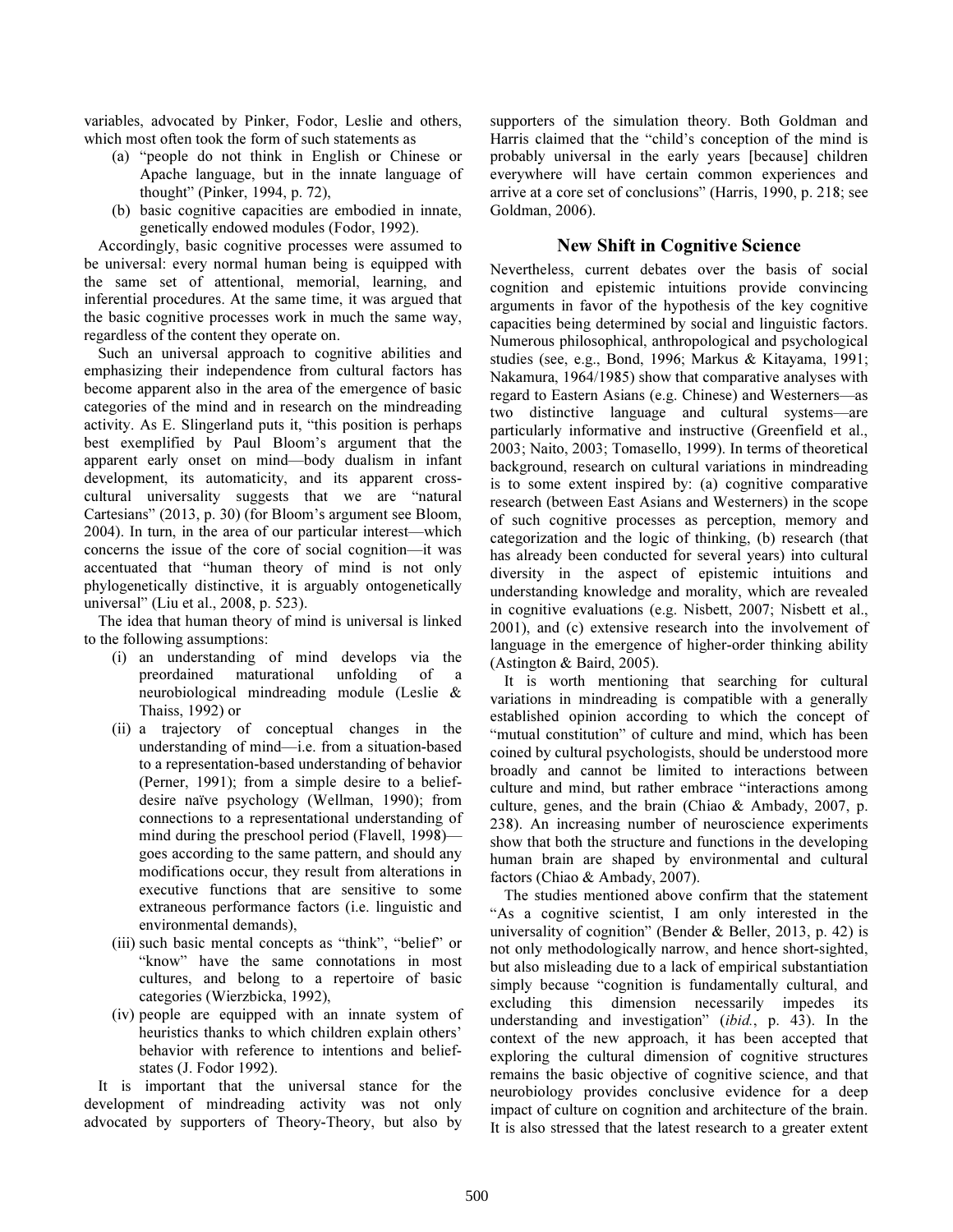variables, advocated by Pinker, Fodor, Leslie and others, which most often took the form of such statements as

(a) "people do not think in English or Chinese or Apache language, but in the innate language of thought" (Pinker, 1994, p. 72),
(b) basic cognitive capacities are embodied in innate, genetically endowed modules (Fodor, 1992).

Accordingly, basic cognitive processes were assumed to be universal: every normal human being is equipped with the same set of attentional, memorial, learning, and inferential procedures. At the same time, it was argued that the basic cognitive processes work in much the same way, regardless of the content they operate on.

Such an universal approach to cognitive abilities and emphasizing their independence from cultural factors has become apparent also in the area of the emergence of basic categories of the mind and in research on the mindreading activity. As E. Slingerland puts it, "this position is perhaps best exemplified by Paul Bloom's argument that the apparent early onset on mind—body dualism in infant development, its automaticity, and its apparent cross-cultural universality suggests that we are "natural Cartesians" (2013, p. 30) (for Bloom's argument see Bloom, 2004). In turn, in the area of our particular interest—which concerns the issue of the core of social cognition—it was accentuated that "human theory of mind is not only phylogenetically distinctive, it is arguably ontogenetically universal" (Liu et al., 2008, p. 523).

The idea that human theory of mind is universal is linked to the following assumptions:

(i) an understanding of mind develops via the preordained maturational unfolding of a neurobiological mindreading module (Leslie & Thaiss, 1992) or
(ii) a trajectory of conceptual changes in the understanding of mind—i.e. from a situation-based to a representation-based understanding of behavior (Perner, 1991); from a simple desire to a belief-desire naïve psychology (Wellman, 1990); from connections to a representational understanding of mind during the preschool period (Flavell, 1998)—goes according to the same pattern, and should any modifications occur, they result from alterations in executive functions that are sensitive to some extraneous performance factors (i.e. linguistic and environmental demands),
(iii) such basic mental concepts as "think", "belief" or "know" have the same connotations in most cultures, and belong to a repertoire of basic categories (Wierzbicka, 1992),
(iv) people are equipped with an innate system of heuristics thanks to which children explain others' behavior with reference to intentions and belief-states (J. Fodor 1992).

It is important that the universal stance for the development of mindreading activity was not only advocated by supporters of Theory-Theory, but also by supporters of the simulation theory. Both Goldman and Harris claimed that the "child's conception of the mind is probably universal in the early years [because] children everywhere will have certain common experiences and arrive at a core set of conclusions" (Harris, 1990, p. 218; see Goldman, 2006).

## New Shift in Cognitive Science

Nevertheless, current debates over the basis of social cognition and epistemic intuitions provide convincing arguments in favor of the hypothesis of the key cognitive capacities being determined by social and linguistic factors. Numerous philosophical, anthropological and psychological studies (see, e.g., Bond, 1996; Markus & Kitayama, 1991; Nakamura, 1964/1985) show that comparative analyses with regard to Eastern Asians (e.g. Chinese) and Westerners—as two distinctive language and cultural systems—are particularly informative and instructive (Greenfield et al., 2003; Naito, 2003; Tomasello, 1999). In terms of theoretical background, research on cultural variations in mindreading is to some extent inspired by: (a) cognitive comparative research (between East Asians and Westerners) in the scope of such cognitive processes as perception, memory and categorization and the logic of thinking, (b) research (that has already been conducted for several years) into cultural diversity in the aspect of epistemic intuitions and understanding knowledge and morality, which are revealed in cognitive evaluations (e.g. Nisbett, 2007; Nisbett et al., 2001), and (c) extensive research into the involvement of language in the emergence of higher-order thinking ability (Astington & Baird, 2005).

It is worth mentioning that searching for cultural variations in mindreading is compatible with a generally established opinion according to which the concept of "mutual constitution" of culture and mind, which has been coined by cultural psychologists, should be understood more broadly and cannot be limited to interactions between culture and mind, but rather embrace "interactions among culture, genes, and the brain (Chiao & Ambady, 2007, p. 238). An increasing number of neuroscience experiments show that both the structure and functions in the developing human brain are shaped by environmental and cultural factors (Chiao & Ambady, 2007).

The studies mentioned above confirm that the statement "As a cognitive scientist, I am only interested in the universality of cognition" (Bender & Beller, 2013, p. 42) is not only methodologically narrow, and hence short-sighted, but also misleading due to a lack of empirical substantiation simply because "cognition is fundamentally cultural, and excluding this dimension necessarily impedes its understanding and investigation" (*ibid.*, p. 43). In the context of the new approach, it has been accepted that exploring the cultural dimension of cognitive structures remains the basic objective of cognitive science, and that neurobiology provides conclusive evidence for a deep impact of culture on cognition and architecture of the brain. It is also stressed that the latest research to a greater extent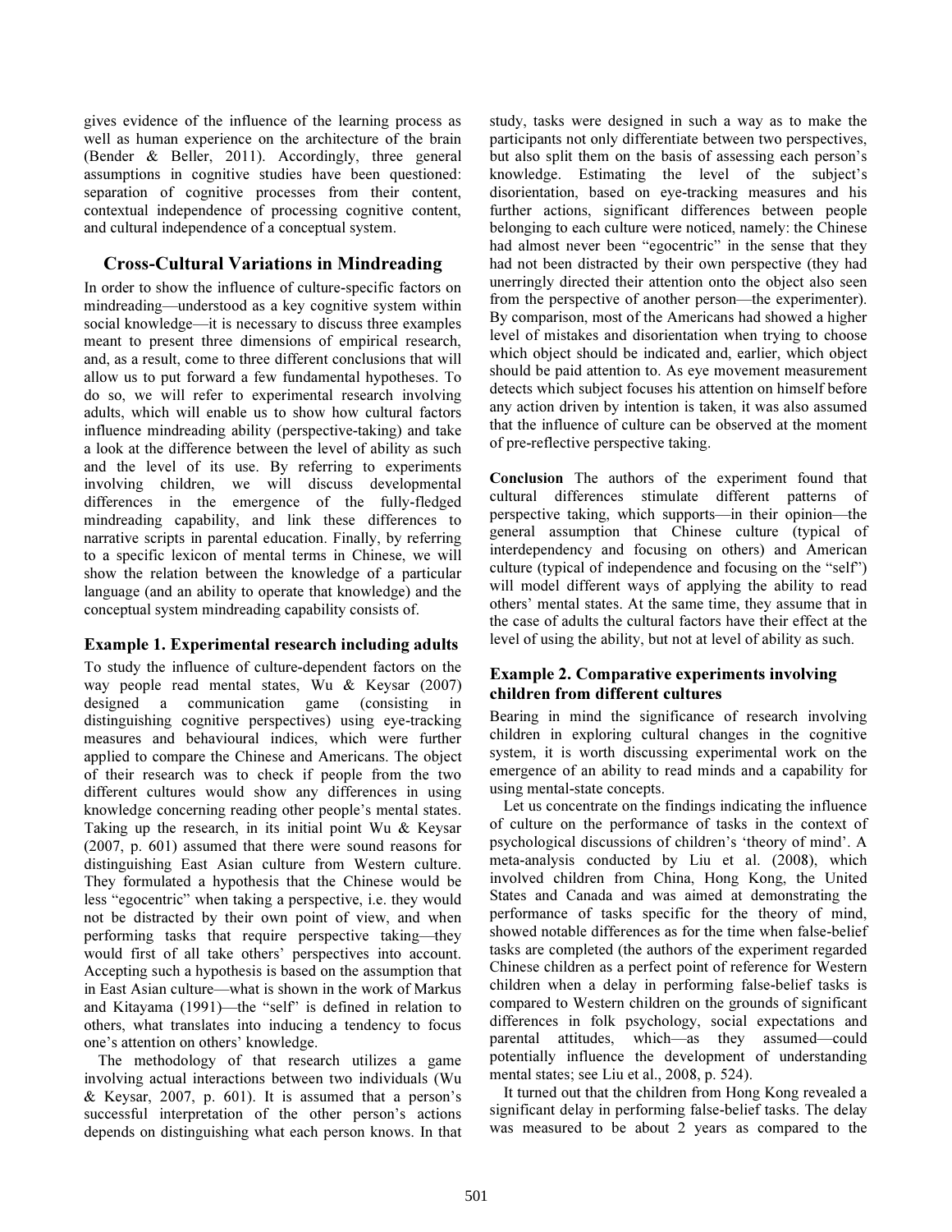gives evidence of the influence of the learning process as well as human experience on the architecture of the brain (Bender & Beller, 2011). Accordingly, three general assumptions in cognitive studies have been questioned: separation of cognitive processes from their content, contextual independence of processing cognitive content, and cultural independence of a conceptual system.

## Cross-Cultural Variations in Mindreading

In order to show the influence of culture-specific factors on mindreading—understood as a key cognitive system within social knowledge—it is necessary to discuss three examples meant to present three dimensions of empirical research, and, as a result, come to three different conclusions that will allow us to put forward a few fundamental hypotheses. To do so, we will refer to experimental research involving adults, which will enable us to show how cultural factors influence mindreading ability (perspective-taking) and take a look at the difference between the level of ability as such and the level of its use. By referring to experiments involving children, we will discuss developmental differences in the emergence of the fully-fledged mindreading capability, and link these differences to narrative scripts in parental education. Finally, by referring to a specific lexicon of mental terms in Chinese, we will show the relation between the knowledge of a particular language (and an ability to operate that knowledge) and the conceptual system mindreading capability consists of.

### Example 1. Experimental research including adults

To study the influence of culture-dependent factors on the way people read mental states, Wu & Keysar (2007) designed a communication game (consisting in distinguishing cognitive perspectives) using eye-tracking measures and behavioural indices, which were further applied to compare the Chinese and Americans. The object of their research was to check if people from the two different cultures would show any differences in using knowledge concerning reading other people's mental states. Taking up the research, in its initial point Wu & Keysar (2007, p. 601) assumed that there were sound reasons for distinguishing East Asian culture from Western culture. They formulated a hypothesis that the Chinese would be less "egocentric" when taking a perspective, i.e. they would not be distracted by their own point of view, and when performing tasks that require perspective taking—they would first of all take others' perspectives into account. Accepting such a hypothesis is based on the assumption that in East Asian culture—what is shown in the work of Markus and Kitayama (1991)—the "self" is defined in relation to others, what translates into inducing a tendency to focus one's attention on others' knowledge.

The methodology of that research utilizes a game involving actual interactions between two individuals (Wu & Keysar, 2007, p. 601). It is assumed that a person's successful interpretation of the other person's actions depends on distinguishing what each person knows. In that study, tasks were designed in such a way as to make the participants not only differentiate between two perspectives, but also split them on the basis of assessing each person's knowledge. Estimating the level of the subject's disorientation, based on eye-tracking measures and his further actions, significant differences between people belonging to each culture were noticed, namely: the Chinese had almost never been "egocentric" in the sense that they had not been distracted by their own perspective (they had unerringly directed their attention onto the object also seen from the perspective of another person—the experimenter). By comparison, most of the Americans had showed a higher level of mistakes and disorientation when trying to choose which object should be indicated and, earlier, which object should be paid attention to. As eye movement measurement detects which subject focuses his attention on himself before any action driven by intention is taken, it was also assumed that the influence of culture can be observed at the moment of pre-reflective perspective taking.

**Conclusion** The authors of the experiment found that cultural differences stimulate different patterns of perspective taking, which supports—in their opinion—the general assumption that Chinese culture (typical of interdependency and focusing on others) and American culture (typical of independence and focusing on the "self") will model different ways of applying the ability to read others' mental states. At the same time, they assume that in the case of adults the cultural factors have their effect at the level of using the ability, but not at level of ability as such.

### Example 2. Comparative experiments involving children from different cultures

Bearing in mind the significance of research involving children in exploring cultural changes in the cognitive system, it is worth discussing experimental work on the emergence of an ability to read minds and a capability for using mental-state concepts.

Let us concentrate on the findings indicating the influence of culture on the performance of tasks in the context of psychological discussions of children's 'theory of mind'. A meta-analysis conducted by Liu et al. (2008), which involved children from China, Hong Kong, the United States and Canada and was aimed at demonstrating the performance of tasks specific for the theory of mind, showed notable differences as for the time when false-belief tasks are completed (the authors of the experiment regarded Chinese children as a perfect point of reference for Western children when a delay in performing false-belief tasks is compared to Western children on the grounds of significant differences in folk psychology, social expectations and parental attitudes, which—as they assumed—could potentially influence the development of understanding mental states; see Liu et al., 2008, p. 524).

It turned out that the children from Hong Kong revealed a significant delay in performing false-belief tasks. The delay was measured to be about 2 years as compared to the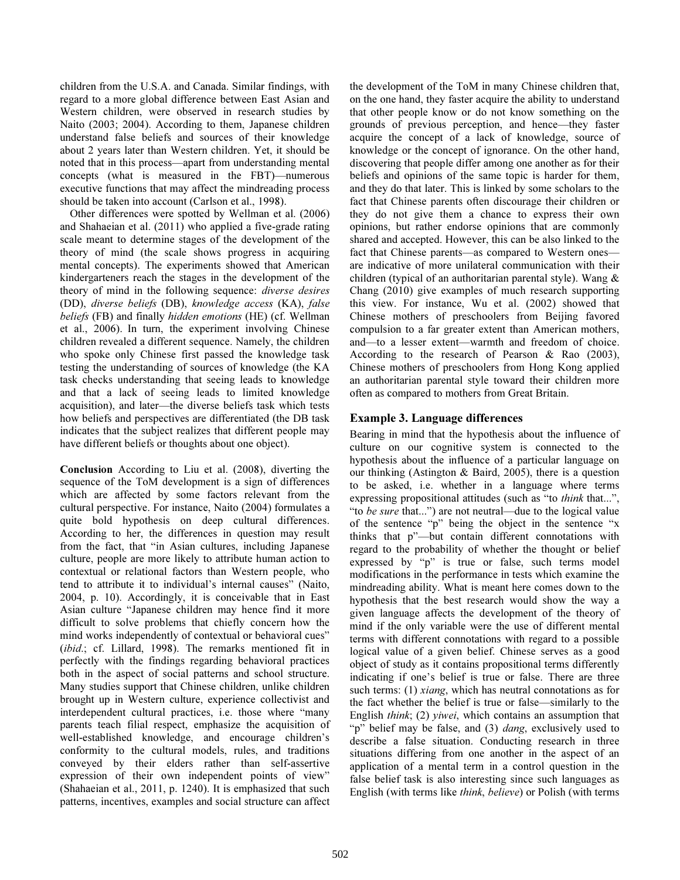children from the U.S.A. and Canada. Similar findings, with regard to a more global difference between East Asian and Western children, were observed in research studies by Naito (2003; 2004). According to them, Japanese children understand false beliefs and sources of their knowledge about 2 years later than Western children. Yet, it should be noted that in this process—apart from understanding mental concepts (what is measured in the FBT)—numerous executive functions that may affect the mindreading process should be taken into account (Carlson et al., 1998).

Other differences were spotted by Wellman et al. (2006) and Shahaeian et al. (2011) who applied a five-grade rating scale meant to determine stages of the development of the theory of mind (the scale shows progress in acquiring mental concepts). The experiments showed that American kindergarteners reach the stages in the development of the theory of mind in the following sequence: *diverse desires* (DD), *diverse beliefs* (DB), *knowledge access* (KA), *false beliefs* (FB) and finally *hidden emotions* (HE) (cf. Wellman et al., 2006). In turn, the experiment involving Chinese children revealed a different sequence. Namely, the children who spoke only Chinese first passed the knowledge task testing the understanding of sources of knowledge (the KA task checks understanding that seeing leads to knowledge and that a lack of seeing leads to limited knowledge acquisition), and later—the diverse beliefs task which tests how beliefs and perspectives are differentiated (the DB task indicates that the subject realizes that different people may have different beliefs or thoughts about one object).

**Conclusion** According to Liu et al. (2008), diverting the sequence of the ToM development is a sign of differences which are affected by some factors relevant from the cultural perspective. For instance, Naito (2004) formulates a quite bold hypothesis on deep cultural differences. According to her, the differences in question may result from the fact, that "in Asian cultures, including Japanese culture, people are more likely to attribute human action to contextual or relational factors than Western people, who tend to attribute it to individual's internal causes" (Naito, 2004, p. 10). Accordingly, it is conceivable that in East Asian culture "Japanese children may hence find it more difficult to solve problems that chiefly concern how the mind works independently of contextual or behavioral cues" (*ibid*.; cf. Lillard, 1998). The remarks mentioned fit in perfectly with the findings regarding behavioral practices both in the aspect of social patterns and school structure. Many studies support that Chinese children, unlike children brought up in Western culture, experience collectivist and interdependent cultural practices, i.e. those where "many parents teach filial respect, emphasize the acquisition of well-established knowledge, and encourage children's conformity to the cultural models, rules, and traditions conveyed by their elders rather than self-assertive expression of their own independent points of view" (Shahaeian et al., 2011, p. 1240). It is emphasized that such patterns, incentives, examples and social structure can affect the development of the ToM in many Chinese children that, on the one hand, they faster acquire the ability to understand that other people know or do not know something on the grounds of previous perception, and hence—they faster acquire the concept of a lack of knowledge, source of knowledge or the concept of ignorance. On the other hand, discovering that people differ among one another as for their beliefs and opinions of the same topic is harder for them, and they do that later. This is linked by some scholars to the fact that Chinese parents often discourage their children or they do not give them a chance to express their own opinions, but rather endorse opinions that are commonly shared and accepted. However, this can be also linked to the fact that Chinese parents—as compared to Western ones—are indicative of more unilateral communication with their children (typical of an authoritarian parental style). Wang & Chang (2010) give examples of much research supporting this view. For instance, Wu et al. (2002) showed that Chinese mothers of preschoolers from Beijing favored compulsion to a far greater extent than American mothers, and—to a lesser extent—warmth and freedom of choice. According to the research of Pearson & Rao (2003), Chinese mothers of preschoolers from Hong Kong applied an authoritarian parental style toward their children more often as compared to mothers from Great Britain.

## Example 3. Language differences

Bearing in mind that the hypothesis about the influence of culture on our cognitive system is connected to the hypothesis about the influence of a particular language on our thinking (Astington & Baird, 2005), there is a question to be asked, i.e. whether in a language where terms expressing propositional attitudes (such as "to *think* that...", "to *be sure* that...") are not neutral—due to the logical value of the sentence "p" being the object in the sentence "x thinks that p"—but contain different connotations with regard to the probability of whether the thought or belief expressed by "p" is true or false, such terms model modifications in the performance in tests which examine the mindreading ability. What is meant here comes down to the hypothesis that the best research would show the way a given language affects the development of the theory of mind if the only variable were the use of different mental terms with different connotations with regard to a possible logical value of a given belief. Chinese serves as a good object of study as it contains propositional terms differently indicating if one's belief is true or false. There are three such terms: (1) *xiang*, which has neutral connotations as for the fact whether the belief is true or false—similarly to the English *think*; (2) *yiwei*, which contains an assumption that "p" belief may be false, and (3) *dang*, exclusively used to describe a false situation. Conducting research in three situations differing from one another in the aspect of an application of a mental term in a control question in the false belief task is also interesting since such languages as English (with terms like *think*, *believe*) or Polish (with terms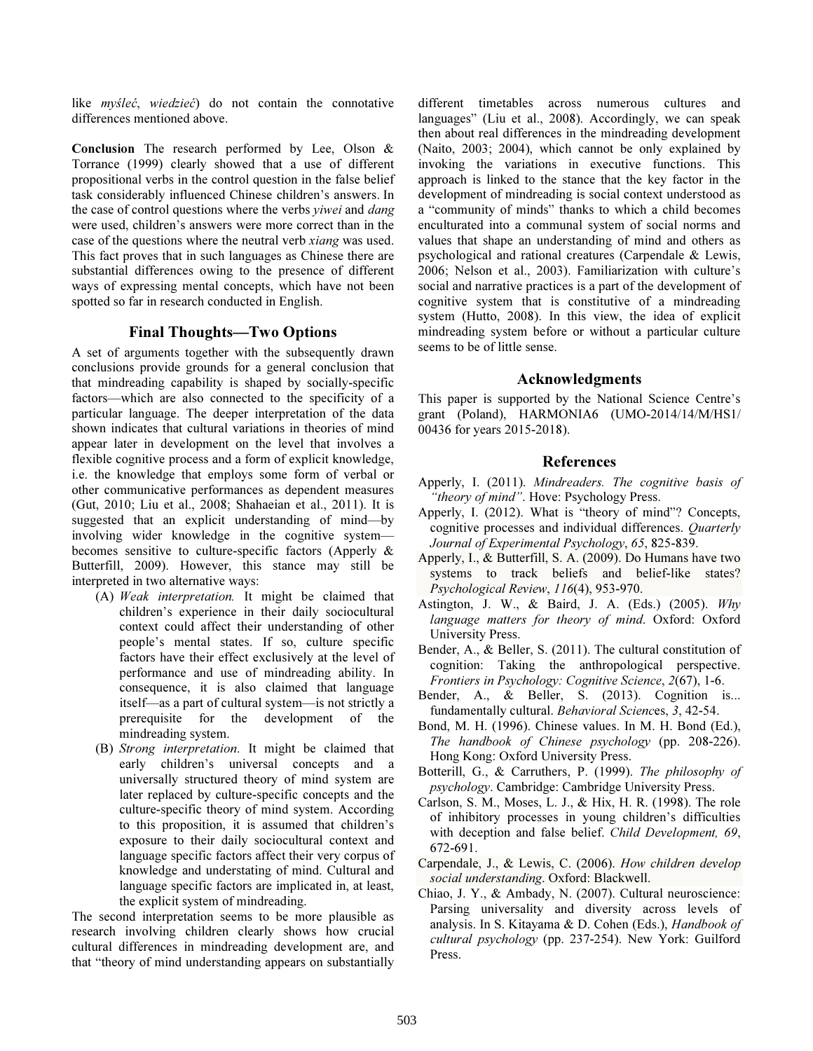like *myśleć*, *wiedzieć*) do not contain the connotative differences mentioned above.

**Conclusion** The research performed by Lee, Olson & Torrance (1999) clearly showed that a use of different propositional verbs in the control question in the false belief task considerably influenced Chinese children's answers. In the case of control questions where the verbs *yiwei* and *dang* were used, children's answers were more correct than in the case of the questions where the neutral verb *xiang* was used. This fact proves that in such languages as Chinese there are substantial differences owing to the presence of different ways of expressing mental concepts, which have not been spotted so far in research conducted in English.

## Final Thoughts—Two Options

A set of arguments together with the subsequently drawn conclusions provide grounds for a general conclusion that that mindreading capability is shaped by socially-specific factors—which are also connected to the specificity of a particular language. The deeper interpretation of the data shown indicates that cultural variations in theories of mind appear later in development on the level that involves a flexible cognitive process and a form of explicit knowledge, i.e. the knowledge that employs some form of verbal or other communicative performances as dependent measures (Gut, 2010; Liu et al., 2008; Shahaeian et al., 2011). It is suggested that an explicit understanding of mind—by involving wider knowledge in the cognitive system—becomes sensitive to culture-specific factors (Apperly & Butterfill, 2009). However, this stance may still be interpreted in two alternative ways:

(A) *Weak interpretation.* It might be claimed that children's experience in their daily sociocultural context could affect their understanding of other people's mental states. If so, culture specific factors have their effect exclusively at the level of performance and use of mindreading ability. In consequence, it is also claimed that language itself—as a part of cultural system—is not strictly a prerequisite for the development of the mindreading system.

(B) *Strong interpretation*. It might be claimed that early children's universal concepts and a universally structured theory of mind system are later replaced by culture-specific concepts and the culture-specific theory of mind system. According to this proposition, it is assumed that children's exposure to their daily sociocultural context and language specific factors affect their very corpus of knowledge and understating of mind. Cultural and language specific factors are implicated in, at least, the explicit system of mindreading.

The second interpretation seems to be more plausible as research involving children clearly shows how crucial cultural differences in mindreading development are, and that "theory of mind understanding appears on substantially different timetables across numerous cultures and languages" (Liu et al., 2008). Accordingly, we can speak then about real differences in the mindreading development (Naito, 2003; 2004), which cannot be only explained by invoking the variations in executive functions. This approach is linked to the stance that the key factor in the development of mindreading is social context understood as a "community of minds" thanks to which a child becomes enculturated into a communal system of social norms and values that shape an understanding of mind and others as psychological and rational creatures (Carpendale & Lewis, 2006; Nelson et al., 2003). Familiarization with culture's social and narrative practices is a part of the development of cognitive system that is constitutive of a mindreading system (Hutto, 2008). In this view, the idea of explicit mindreading system before or without a particular culture seems to be of little sense.

## Acknowledgments

This paper is supported by the National Science Centre's grant (Poland), HARMONIA6 (UMO-2014/14/M/HS1/00436 for years 2015-2018).

## References

Apperly, I. (2011). *Mindreaders. The cognitive basis of "theory of mind"*. Hove: Psychology Press.

Apperly, I. (2012). What is "theory of mind"? Concepts, cognitive processes and individual differences. *Quarterly Journal of Experimental Psychology*, *65*, 825-839.

Apperly, I., & Butterfill, S. A. (2009). Do Humans have two systems to track beliefs and belief-like states? *Psychological Review*, *116*(4), 953-970.

Astington, J. W., & Baird, J. A. (Eds.) (2005). *Why language matters for theory of mind*. Oxford: Oxford University Press.

Bender, A., & Beller, S. (2011). The cultural constitution of cognition: Taking the anthropological perspective. *Frontiers in Psychology: Cognitive Science*, *2*(67), 1-6.

Bender, A., & Beller, S. (2013). Cognition is... fundamentally cultural. *Behavioral Sciences*, *3*, 42-54.

Bond, M. H. (1996). Chinese values. In M. H. Bond (Ed.), *The handbook of Chinese psychology* (pp. 208-226). Hong Kong: Oxford University Press.

Botterill, G., & Carruthers, P. (1999). *The philosophy of psychology*. Cambridge: Cambridge University Press.

Carlson, S. M., Moses, L. J., & Hix, H. R. (1998). The role of inhibitory processes in young children's difficulties with deception and false belief. *Child Development, 69*, 672-691.

Carpendale, J., & Lewis, C. (2006). *How children develop social understanding*. Oxford: Blackwell.

Chiao, J. Y., & Ambady, N. (2007). Cultural neuroscience: Parsing universality and diversity across levels of analysis. In S. Kitayama & D. Cohen (Eds.), *Handbook of cultural psychology* (pp. 237-254). New York: Guilford Press.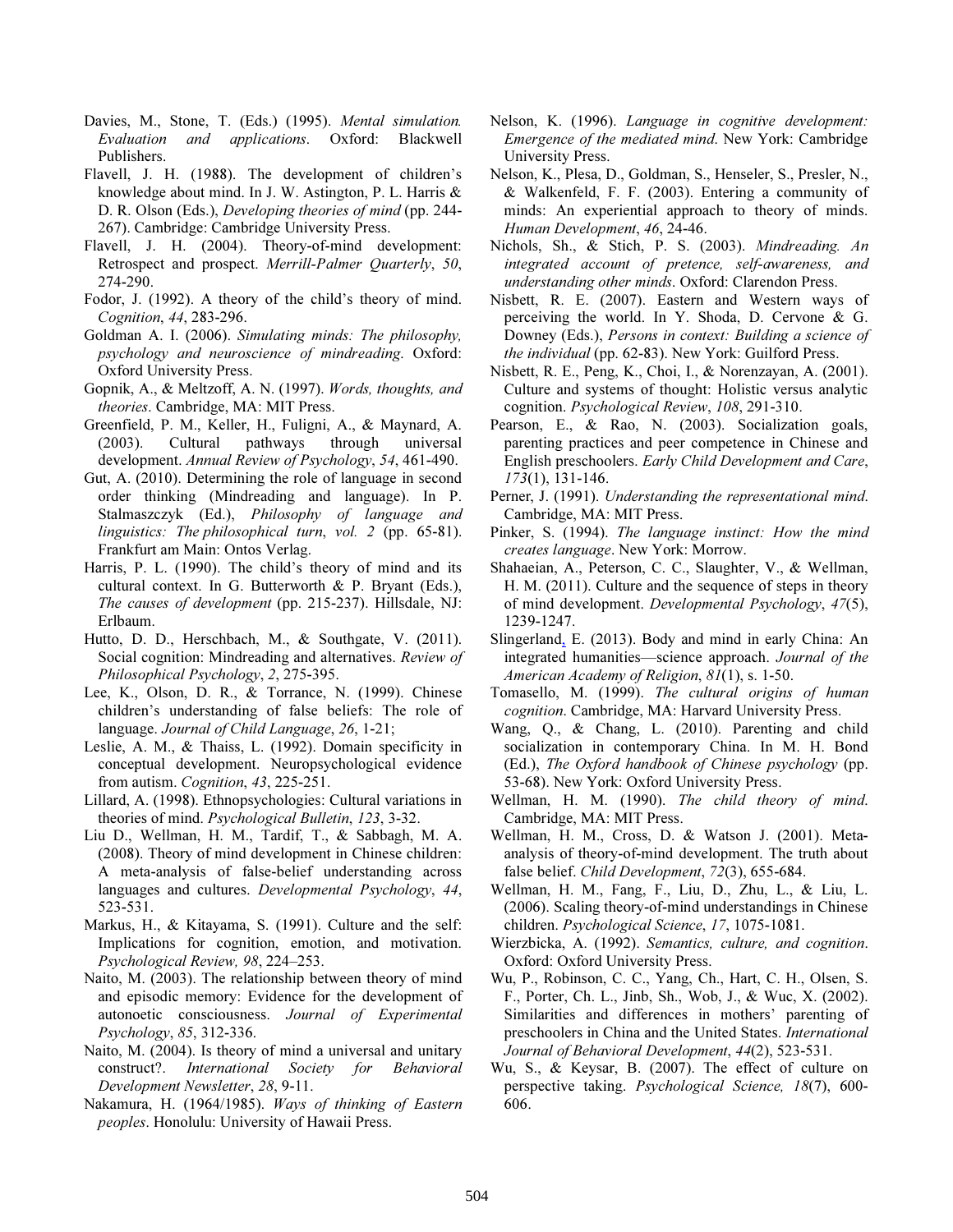Davies, M., Stone, T. (Eds.) (1995). *Mental simulation. Evaluation and applications*. Oxford: Blackwell Publishers.

Flavell, J. H. (1988). The development of children's knowledge about mind. In J. W. Astington, P. L. Harris & D. R. Olson (Eds.), *Developing theories of mind* (pp. 244-267). Cambridge: Cambridge University Press.

Flavell, J. H. (2004). Theory-of-mind development: Retrospect and prospect. *Merrill-Palmer Quarterly*, *50*, 274-290.

Fodor, J. (1992). A theory of the child's theory of mind. *Cognition*, *44*, 283-296.

Goldman A. I. (2006). *Simulating minds: The philosophy, psychology and neuroscience of mindreading*. Oxford: Oxford University Press.

Gopnik, A., & Meltzoff, A. N. (1997). *Words, thoughts, and theories*. Cambridge, MA: MIT Press.

Greenfield, P. M., Keller, H., Fuligni, A., & Maynard, A. (2003). Cultural pathways through universal development. *Annual Review of Psychology*, *54*, 461-490.

Gut, A. (2010). Determining the role of language in second order thinking (Mindreading and language). In P. Stalmaszczyk (Ed.), *Philosophy of language and linguistics: The philosophical turn*, *vol. 2* (pp. 65-81). Frankfurt am Main: Ontos Verlag.

Harris, P. L. (1990). The child's theory of mind and its cultural context. In G. Butterworth & P. Bryant (Eds.), *The causes of development* (pp. 215-237). Hillsdale, NJ: Erlbaum.

Hutto, D. D., Herschbach, M., & Southgate, V. (2011). Social cognition: Mindreading and alternatives. *Review of Philosophical Psychology*, *2*, 275-395.

Lee, K., Olson, D. R., & Torrance, N. (1999). Chinese children's understanding of false beliefs: The role of language. *Journal of Child Language*, *26*, 1-21;

Leslie, A. M., & Thaiss, L. (1992). Domain specificity in conceptual development. Neuropsychological evidence from autism. *Cognition*, *43*, 225-251.

Lillard, A. (1998). Ethnopsychologies: Cultural variations in theories of mind. *Psychological Bulletin*, *123*, 3-32.

Liu D., Wellman, H. M., Tardif, T., & Sabbagh, M. A. (2008). Theory of mind development in Chinese children: A meta-analysis of false-belief understanding across languages and cultures. *Developmental Psychology*, *44*, 523-531.

Markus, H., & Kitayama, S. (1991). Culture and the self: Implications for cognition, emotion, and motivation. *Psychological Review, 98*, 224–253.

Naito, M. (2003). The relationship between theory of mind and episodic memory: Evidence for the development of autonoetic consciousness. *Journal of Experimental Psychology*, *85*, 312-336.

Naito, M. (2004). Is theory of mind a universal and unitary construct?. *International Society for Behavioral Development Newsletter*, *28*, 9-11.

Nakamura, H. (1964/1985). *Ways of thinking of Eastern peoples*. Honolulu: University of Hawaii Press.

Nelson, K. (1996). *Language in cognitive development: Emergence of the mediated mind*. New York: Cambridge University Press.

Nelson, K., Plesa, D., Goldman, S., Henseler, S., Presler, N., & Walkenfeld, F. F. (2003). Entering a community of minds: An experiential approach to theory of minds. *Human Development*, *46*, 24-46.

Nichols, Sh., & Stich, P. S. (2003). *Mindreading. An integrated account of pretence, self-awareness, and understanding other minds*. Oxford: Clarendon Press.

Nisbett, R. E. (2007). Eastern and Western ways of perceiving the world. In Y. Shoda, D. Cervone & G. Downey (Eds.), *Persons in context: Building a science of the individual* (pp. 62-83). New York: Guilford Press.

Nisbett, R. E., Peng, K., Choi, I., & Norenzayan, A. (2001). Culture and systems of thought: Holistic versus analytic cognition. *Psychological Review*, *108*, 291-310.

Pearson, E., & Rao, N. (2003). Socialization goals, parenting practices and peer competence in Chinese and English preschoolers. *Early Child Development and Care*, *173*(1), 131-146.

Perner, J. (1991). *Understanding the representational mind*. Cambridge, MA: MIT Press.

Pinker, S. (1994). *The language instinct: How the mind creates language*. New York: Morrow.

Shahaeian, A., Peterson, C. C., Slaughter, V., & Wellman, H. M. (2011). Culture and the sequence of steps in theory of mind development. *Developmental Psychology*, *47*(5), 1239-1247.

Slingerland, E. (2013). Body and mind in early China: An integrated humanities—science approach. *Journal of the American Academy of Religion*, *81*(1), s. 1-50.

Tomasello, M. (1999). *The cultural origins of human cognition*. Cambridge, MA: Harvard University Press.

Wang, Q., & Chang, L. (2010). Parenting and child socialization in contemporary China. In M. H. Bond (Ed.), *The Oxford handbook of Chinese psychology* (pp. 53-68). New York: Oxford University Press.

Wellman, H. M. (1990). *The child theory of mind*. Cambridge, MA: MIT Press.

Wellman, H. M., Cross, D. & Watson J. (2001). Meta-analysis of theory-of-mind development. The truth about false belief. *Child Development*, *72*(3), 655-684.

Wellman, H. M., Fang, F., Liu, D., Zhu, L., & Liu, L. (2006). Scaling theory-of-mind understandings in Chinese children. *Psychological Science*, *17*, 1075-1081.

Wierzbicka, A. (1992). *Semantics, culture, and cognition*. Oxford: Oxford University Press.

Wu, P., Robinson, C. C., Yang, Ch., Hart, C. H., Olsen, S. F., Porter, Ch. L., Jinb, Sh., Wob, J., & Wuc, X. (2002). Similarities and differences in mothers' parenting of preschoolers in China and the United States. *International Journal of Behavioral Development*, *44*(2), 523-531.

Wu, S., & Keysar, B. (2007). The effect of culture on perspective taking. *Psychological Science, 18*(7), 600-606.